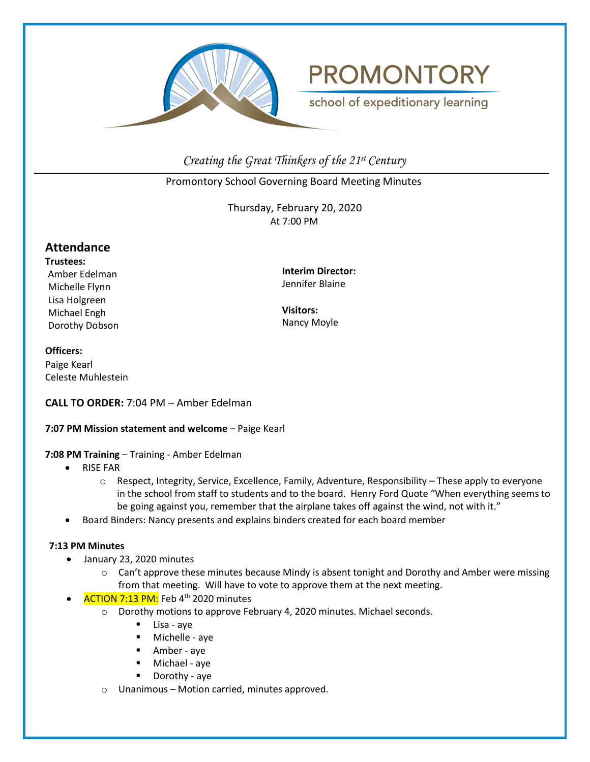PROMONTORY

school of expeditionary learning

*Creating the Great Thinkers of the 21st Century*

Promontory School Governing Board Meeting Minutes

Thursday, February 20, 2020
At 7:00 PM

## Attendance

**Trustees:**
Amber Edelman
Michelle Flynn
Lisa Holgreen
Michael Engh
Dorothy Dobson

**Interim Director:**
Jennifer Blaine

**Visitors:**
Nancy Moyle

**Officers:**
Paige Kearl
Celeste Muhlestein

**CALL TO ORDER:** 7:04 PM – Amber Edelman

**7:07 PM Mission statement and welcome** – Paige Kearl

**7:08 PM Training** – Training - Amber Edelman

- RISE FAR
    - Respect, Integrity, Service, Excellence, Family, Adventure, Responsibility – These apply to everyone in the school from staff to students and to the board. Henry Ford Quote "When everything seems to be going against you, remember that the airplane takes off against the wind, not with it."
- Board Binders: Nancy presents and explains binders created for each board member

**7:13 PM Minutes**

- January 23, 2020 minutes
    - Can't approve these minutes because Mindy is absent tonight and Dorothy and Amber were missing from that meeting. Will have to vote to approve them at the next meeting.
- ACTION 7:13 PM: Feb 4th 2020 minutes
    - Dorothy motions to approve February 4, 2020 minutes. Michael seconds.
        - Lisa - aye
        - Michelle - aye
        - Amber - aye
        - Michael - aye
        - Dorothy - aye
    - Unanimous – Motion carried, minutes approved.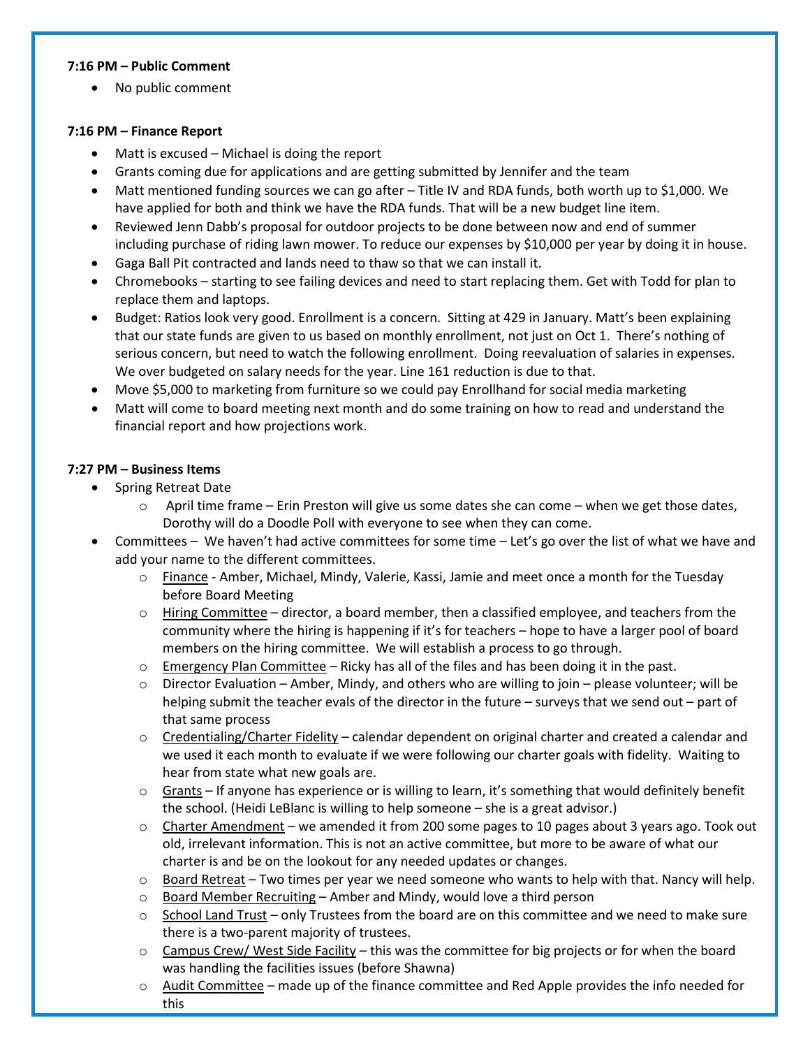**7:16 PM – Public Comment**

- No public comment

**7:16 PM – Finance Report**

- Matt is excused – Michael is doing the report
- Grants coming due for applications and are getting submitted by Jennifer and the team
- Matt mentioned funding sources we can go after – Title IV and RDA funds, both worth up to $1,000. We have applied for both and think we have the RDA funds. That will be a new budget line item.
- Reviewed Jenn Dabb's proposal for outdoor projects to be done between now and end of summer including purchase of riding lawn mower. To reduce our expenses by $10,000 per year by doing it in house.
- Gaga Ball Pit contracted and lands need to thaw so that we can install it.
- Chromebooks – starting to see failing devices and need to start replacing them. Get with Todd for plan to replace them and laptops.
- Budget: Ratios look very good. Enrollment is a concern. Sitting at 429 in January. Matt's been explaining that our state funds are given to us based on monthly enrollment, not just on Oct 1. There's nothing of serious concern, but need to watch the following enrollment. Doing reevaluation of salaries in expenses. We over budgeted on salary needs for the year. Line 161 reduction is due to that.
- Move $5,000 to marketing from furniture so we could pay Enrollhand for social media marketing
- Matt will come to board meeting next month and do some training on how to read and understand the financial report and how projections work.

**7:27 PM – Business Items**

- Spring Retreat Date
  - April time frame – Erin Preston will give us some dates she can come – when we get those dates, Dorothy will do a Doodle Poll with everyone to see when they can come.
- Committees – We haven't had active committees for some time – Let's go over the list of what we have and add your name to the different committees.
  - Finance - Amber, Michael, Mindy, Valerie, Kassi, Jamie and meet once a month for the Tuesday before Board Meeting
  - Hiring Committee – director, a board member, then a classified employee, and teachers from the community where the hiring is happening if it's for teachers – hope to have a larger pool of board members on the hiring committee. We will establish a process to go through.
  - Emergency Plan Committee – Ricky has all of the files and has been doing it in the past.
  - Director Evaluation – Amber, Mindy, and others who are willing to join – please volunteer; will be helping submit the teacher evals of the director in the future – surveys that we send out – part of that same process
  - Credentialing/Charter Fidelity – calendar dependent on original charter and created a calendar and we used it each month to evaluate if we were following our charter goals with fidelity. Waiting to hear from state what new goals are.
  - Grants – If anyone has experience or is willing to learn, it's something that would definitely benefit the school. (Heidi LeBlanc is willing to help someone – she is a great advisor.)
  - Charter Amendment – we amended it from 200 some pages to 10 pages about 3 years ago. Took out old, irrelevant information. This is not an active committee, but more to be aware of what our charter is and be on the lookout for any needed updates or changes.
  - Board Retreat – Two times per year we need someone who wants to help with that. Nancy will help.
  - Board Member Recruiting – Amber and Mindy, would love a third person
  - School Land Trust – only Trustees from the board are on this committee and we need to make sure there is a two-parent majority of trustees.
  - Campus Crew/ West Side Facility – this was the committee for big projects or for when the board was handling the facilities issues (before Shawna)
  - Audit Committee – made up of the finance committee and Red Apple provides the info needed for this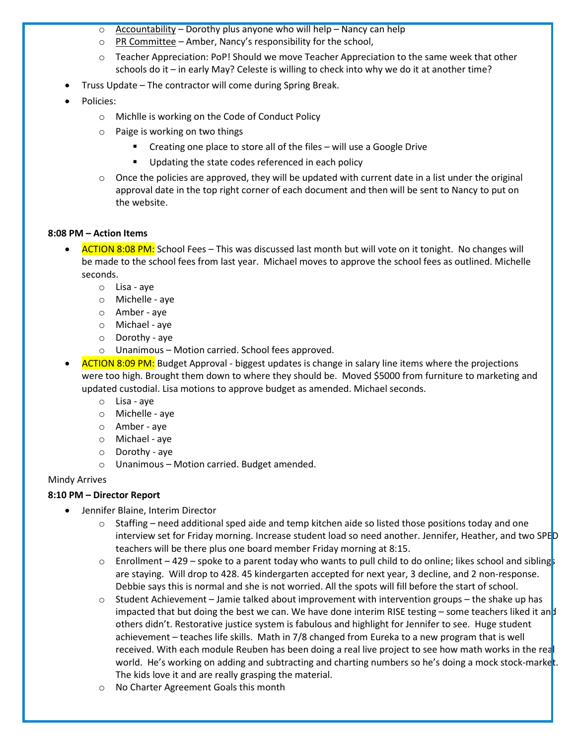- Accountability – Dorothy plus anyone who will help – Nancy can help
   - PR Committee – Amber, Nancy's responsibility for the school,
   - Teacher Appreciation: PoP! Should we move Teacher Appreciation to the same week that other schools do it – in early May? Celeste is willing to check into why we do it at another time?
- Truss Update – The contractor will come during Spring Break.
- Policies:
   - Michlle is working on the Code of Conduct Policy
   - Paige is working on two things
      - Creating one place to store all of the files – will use a Google Drive
      - Updating the state codes referenced in each policy
   - Once the policies are approved, they will be updated with current date in a list under the original approval date in the top right corner of each document and then will be sent to Nancy to put on the website.

**8:08 PM – Action Items**

- ACTION 8:08 PM: School Fees – This was discussed last month but will vote on it tonight. No changes will be made to the school fees from last year. Michael moves to approve the school fees as outlined. Michelle seconds.
   - Lisa - aye
   - Michelle - aye
   - Amber - aye
   - Michael - aye
   - Dorothy - aye
   - Unanimous – Motion carried. School fees approved.
- ACTION 8:09 PM: Budget Approval - biggest updates is change in salary line items where the projections were too high. Brought them down to where they should be. Moved $5000 from furniture to marketing and updated custodial. Lisa motions to approve budget as amended. Michael seconds.
   - Lisa - aye
   - Michelle - aye
   - Amber - aye
   - Michael - aye
   - Dorothy - aye
   - Unanimous – Motion carried. Budget amended.

Mindy Arrives

**8:10 PM – Director Report**

- Jennifer Blaine, Interim Director
   - Staffing – need additional sped aide and temp kitchen aide so listed those positions today and one interview set for Friday morning. Increase student load so need another. Jennifer, Heather, and two SPED teachers will be there plus one board member Friday morning at 8:15.
   - Enrollment – 429 – spoke to a parent today who wants to pull child to do online; likes school and siblings are staying. Will drop to 428. 45 kindergarten accepted for next year, 3 decline, and 2 non-response. Debbie says this is normal and she is not worried. All the spots will fill before the start of school.
   - Student Achievement – Jamie talked about improvement with intervention groups – the shake up has impacted that but doing the best we can. We have done interim RISE testing – some teachers liked it and others didn't. Restorative justice system is fabulous and highlight for Jennifer to see. Huge student achievement – teaches life skills. Math in 7/8 changed from Eureka to a new program that is well received. With each module Reuben has been doing a real live project to see how math works in the real world. He's working on adding and subtracting and charting numbers so he's doing a mock stock-market. The kids love it and are really grasping the material.
   - No Charter Agreement Goals this month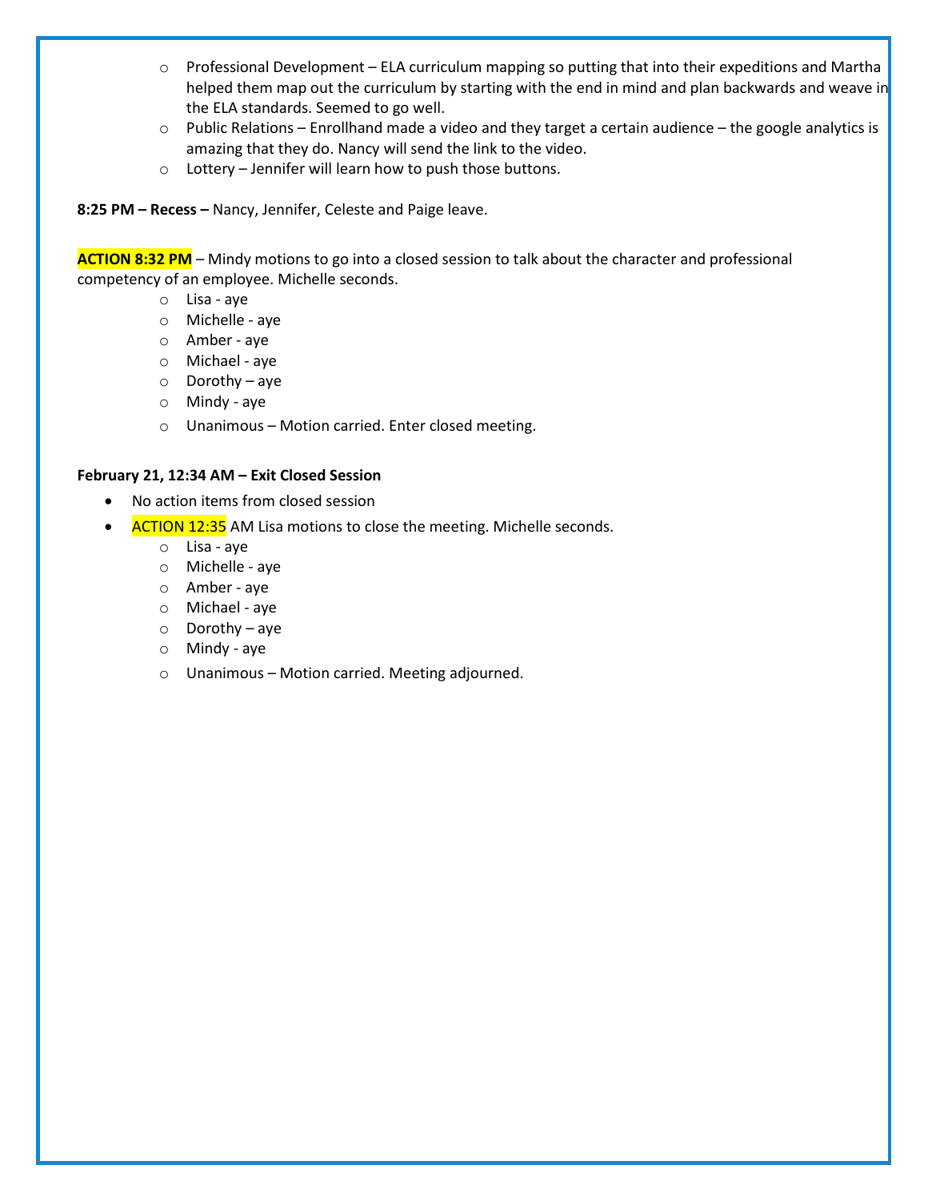- Professional Development – ELA curriculum mapping so putting that into their expeditions and Martha helped them map out the curriculum by starting with the end in mind and plan backwards and weave in the ELA standards. Seemed to go well.
- Public Relations – Enrollhand made a video and they target a certain audience – the google analytics is amazing that they do. Nancy will send the link to the video.
- Lottery – Jennifer will learn how to push those buttons.

**8:25 PM – Recess –** Nancy, Jennifer, Celeste and Paige leave.

**ACTION 8:32 PM** – Mindy motions to go into a closed session to talk about the character and professional competency of an employee. Michelle seconds.

- Lisa - aye
- Michelle - aye
- Amber - aye
- Michael - aye
- Dorothy – aye
- Mindy - aye
- Unanimous – Motion carried. Enter closed meeting.

**February 21, 12:34 AM – Exit Closed Session**

- No action items from closed session
- ACTION 12:35 AM Lisa motions to close the meeting. Michelle seconds.
  - Lisa - aye
  - Michelle - aye
  - Amber - aye
  - Michael - aye
  - Dorothy – aye
  - Mindy - aye
  - Unanimous – Motion carried. Meeting adjourned.